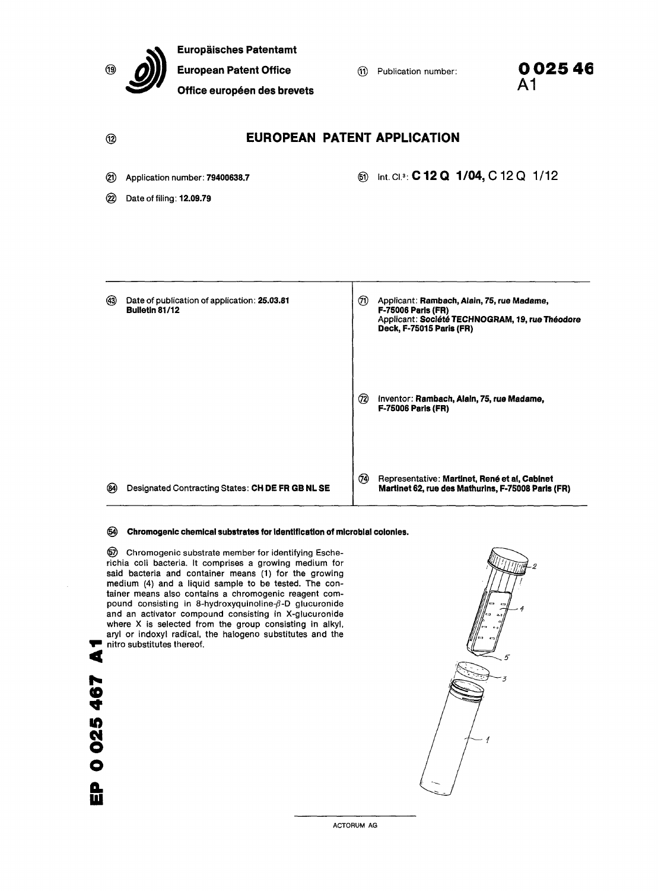Europäisches Patentamt

European Patent Office

Office européen des brevets

(19)

(11) Publication number: **0 025 467**
**A1**

(12) **EUROPEAN PATENT APPLICATION**

(21) Application number: **79400638.7**

(22) Date of filing: **12.09.79**

(51) Int. Cl.[3]: **C 12 Q 1/04**, C 12 Q 1/12

(43) Date of publication of application: **25.03.81**
**Bulletin 81/12**

(84) Designated Contracting States: **CH DE FR GB NL SE**

(71) Applicant: **Rambach, Alain, 75, rue Madame, F-75006 Paris (FR)**
Applicant: **Société TECHNOGRAM, 19, rue Théodore Deck, F-75015 Paris (FR)**

(72) Inventor: **Rambach, Alain, 75, rue Madame, F-75006 Paris (FR)**

(74) Representative: **Martinet, René et al, Cabinet Martinet 62, rue des Mathurins, F-75008 Paris (FR)**

(54) **Chromogenic chemical substrates for identification of microbial colonies.**

(57) Chromogenic substrate member for identifying Escherichia coli bacteria. It comprises a growing medium for said bacteria and container means (1) for the growing medium (4) and a liquid sample to be tested. The container means also contains a chromogenic reagent compound consisting in 8-hydroxyquinoline-$\beta$-D glucuronide and an activator compound consisting in X-glucuronide where X is selected from the group consisting in alkyl, aryl or indoxyl radical, the halogeno substitutes and the nitro substitutes thereof.

EP 0 025 467 A1

ACTORUM AG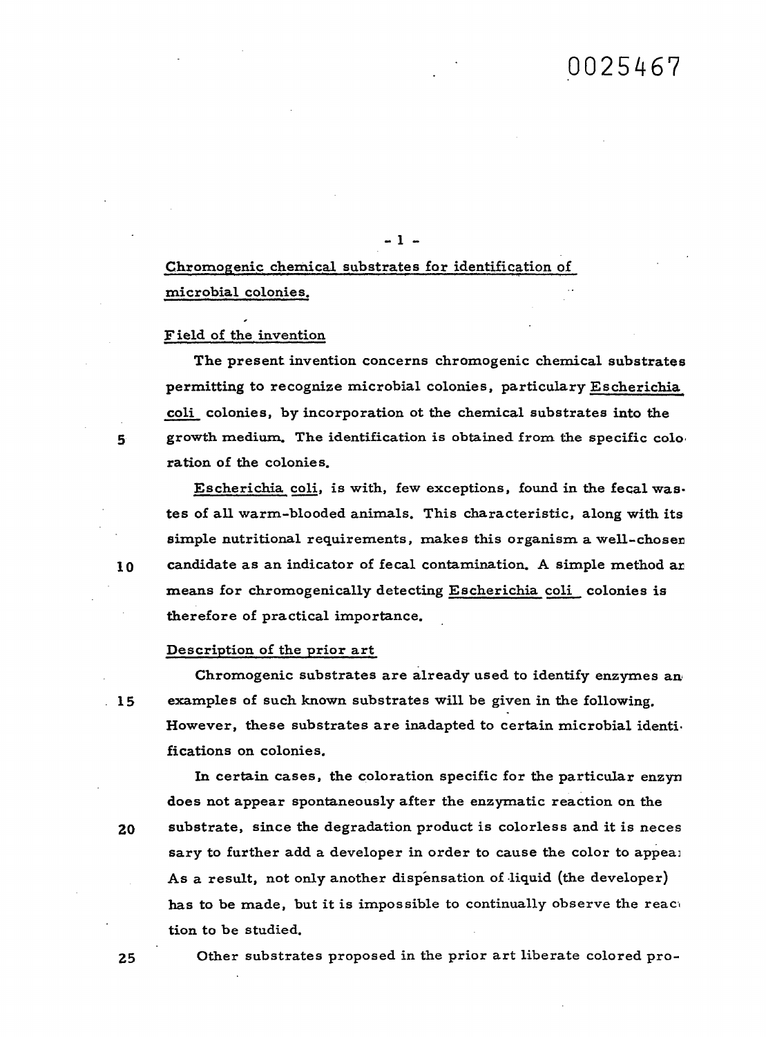Chromogenic chemical substrates for identification of microbial colonies.

## Field of the invention

The present invention concerns chromogenic chemical substrates permitting to recognize microbial colonies, particulary Escherichia coli colonies, by incorporation ot the chemical substrates into the growth medium. The identification is obtained from the specific coloration of the colonies.

Escherichia coli, is with, few exceptions, found in the fecal wastes of all warm-blooded animals. This characteristic, along with its simple nutritional requirements, makes this organism a well-chosen candidate as an indicator of fecal contamination. A simple method and means for chromogenically detecting Escherichia coli colonies is therefore of practical importance.

## Description of the prior art

Chromogenic substrates are already used to identify enzymes and examples of such known substrates will be given in the following. However, these substrates are inadapted to certain microbial identifications on colonies.

In certain cases, the coloration specific for the particular enzyme does not appear spontaneously after the enzymatic reaction on the substrate, since the degradation product is colorless and it is necessary to further add a developer in order to cause the color to appear. As a result, not only another dispensation of liquid (the developer) has to be made, but it is impossible to continually observe the reaction to be studied.

Other substrates proposed in the prior art liberate colored pro-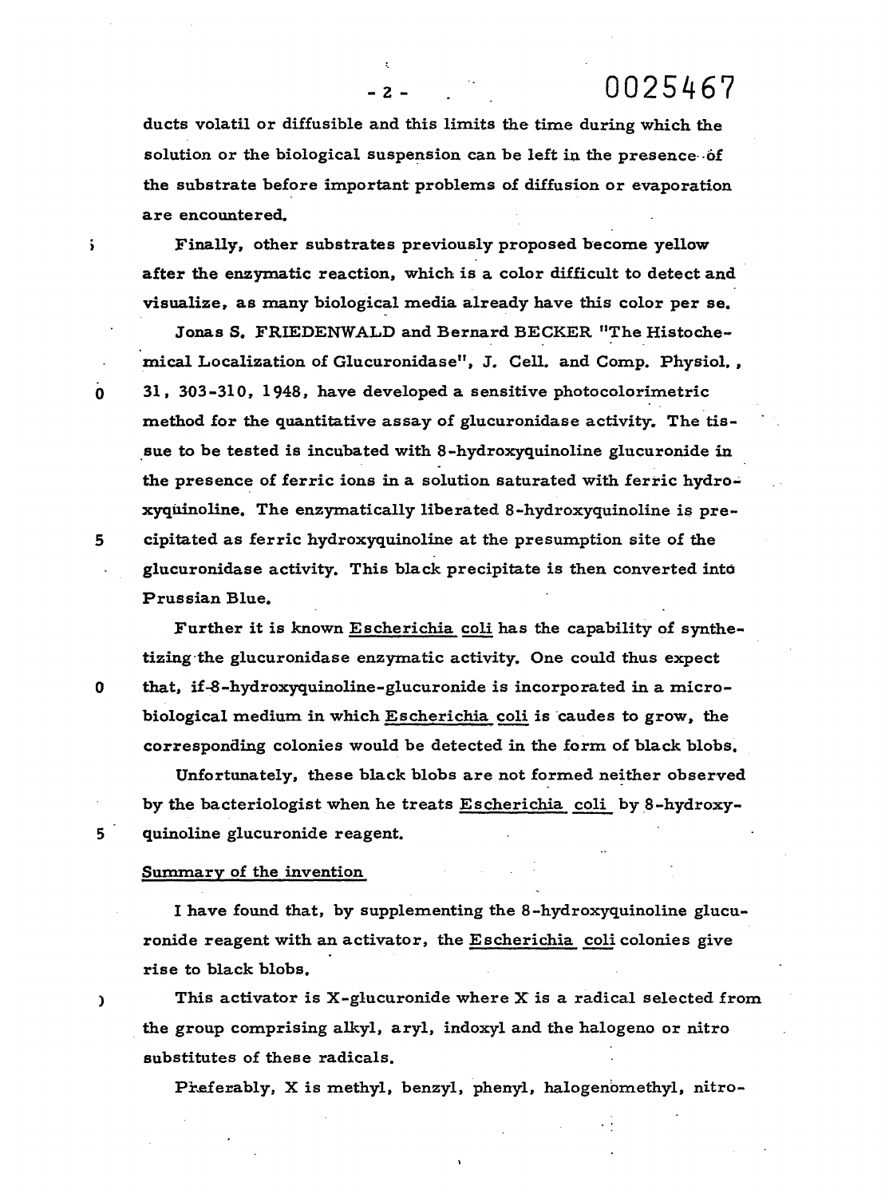ducts volatil or diffusible and this limits the time during which the solution or the biological suspension can be left in the presence of the substrate before important problems of diffusion or evaporation are encountered.

Finally, other substrates previously proposed become yellow after the enzymatic reaction, which is a color difficult to detect and visualize, as many biological media already have this color per se.

Jonas S. FRIEDENWALD and Bernard BECKER "The Histochemical Localization of Glucuronidase", J. Cell. and Comp. Physiol., 31, 303-310, 1948, have developed a sensitive photocolorimetric method for the quantitative assay of glucuronidase activity. The tissue to be tested is incubated with 8-hydroxyquinoline glucuronide in the presence of ferric ions in a solution saturated with ferric hydroxyquinoline. The enzymatically liberated 8-hydroxyquinoline is precipitated as ferric hydroxyquinoline at the presumption site of the glucuronidase activity. This black precipitate is then converted into Prussian Blue.

Further it is known Escherichia coli has the capability of synthetizing the glucuronidase enzymatic activity. One could thus expect that, if 8-hydroxyquinoline-glucuronide is incorporated in a microbiological medium in which Escherichia coli is caudes to grow, the corresponding colonies would be detected in the form of black blobs.

Unfortunately, these black blobs are not formed neither observed by the bacteriologist when he treats Escherichia coli by 8-hydroxyquinoline glucuronide reagent.

## Summary of the invention

I have found that, by supplementing the 8-hydroxyquinoline glucuronide reagent with an activator, the Escherichia coli colonies give rise to black blobs.

This activator is X-glucuronide where X is a radical selected from the group comprising alkyl, aryl, indoxyl and the halogeno or nitro substitutes of these radicals.

Preferably, X is methyl, benzyl, phenyl, halogenomethyl, nitro-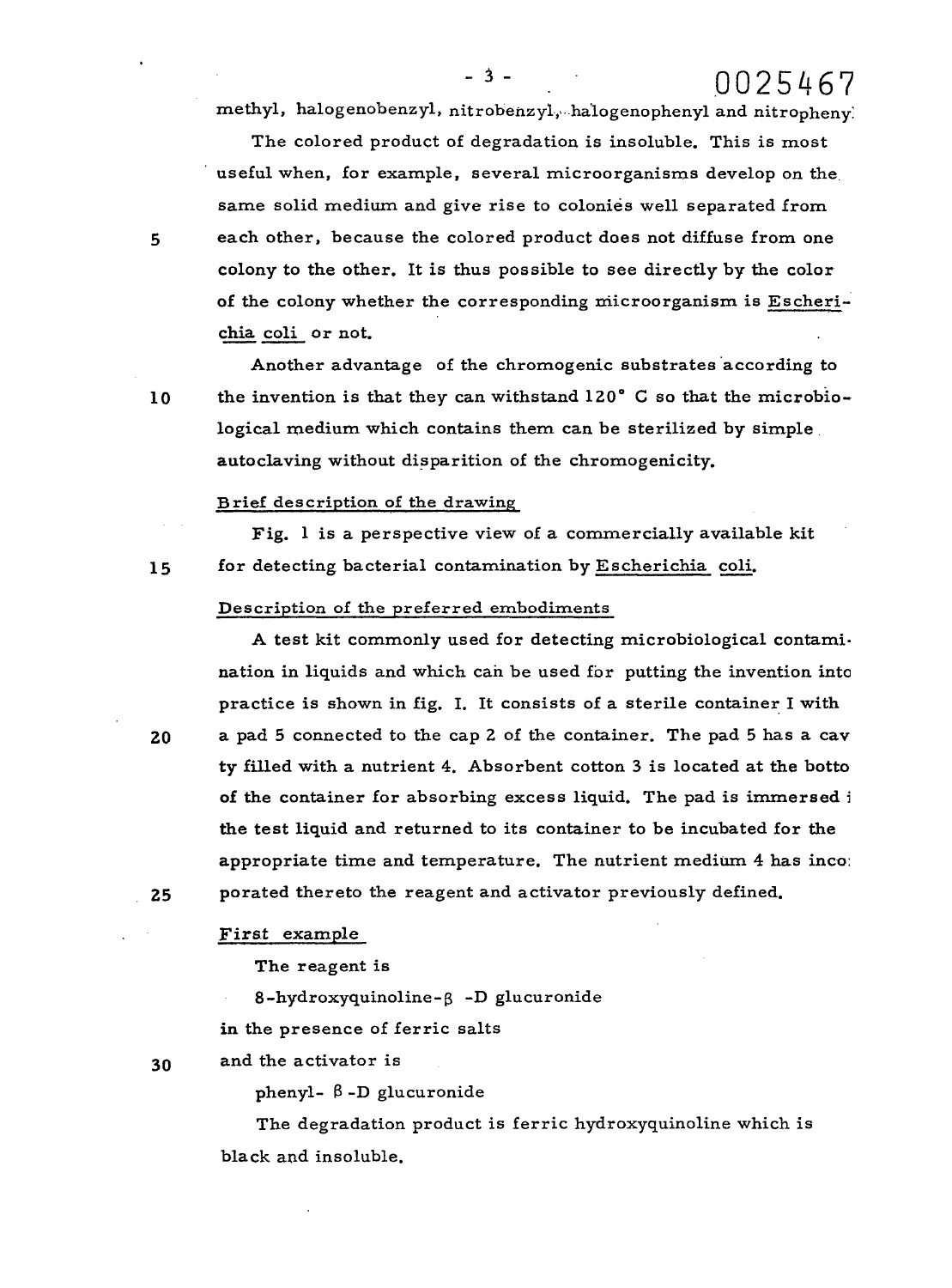methyl, halogenobenzyl, nitrobenzyl, halogenophenyl and nitropheny

The colored product of degradation is insoluble. This is most useful when, for example, several microorganisms develop on the same solid medium and give rise to colonies well separated from each other, because the colored product does not diffuse from one colony to the other. It is thus possible to see directly by the color of the colony whether the corresponding microorganism is Escherichia coli or not.

Another advantage of the chromogenic substrates according to the invention is that they can withstand 120° C so that the microbiological medium which contains them can be sterilized by simple autoclaving without disparition of the chromogenicity.

## Brief description of the drawing

Fig. 1 is a perspective view of a commercially available kit for detecting bacterial contamination by Escherichia coli.

## Description of the preferred embodiments

A test kit commonly used for detecting microbiological contamination in liquids and which can be used for putting the invention into practice is shown in fig. I. It consists of a sterile container I with a pad 5 connected to the cap 2 of the container. The pad 5 has a cav ty filled with a nutrient 4. Absorbent cotton 3 is located at the botto of the container for absorbing excess liquid. The pad is immersed i the test liquid and returned to its container to be incubated for the appropriate time and temperature. The nutrient medium 4 has inco porated thereto the reagent and activator previously defined.

## First example

The reagent is

8-hydroxyquinoline-β -D glucuronide

in the presence of ferric salts

and the activator is

phenyl- β -D glucuronide

The degradation product is ferric hydroxyquinoline which is black and insoluble.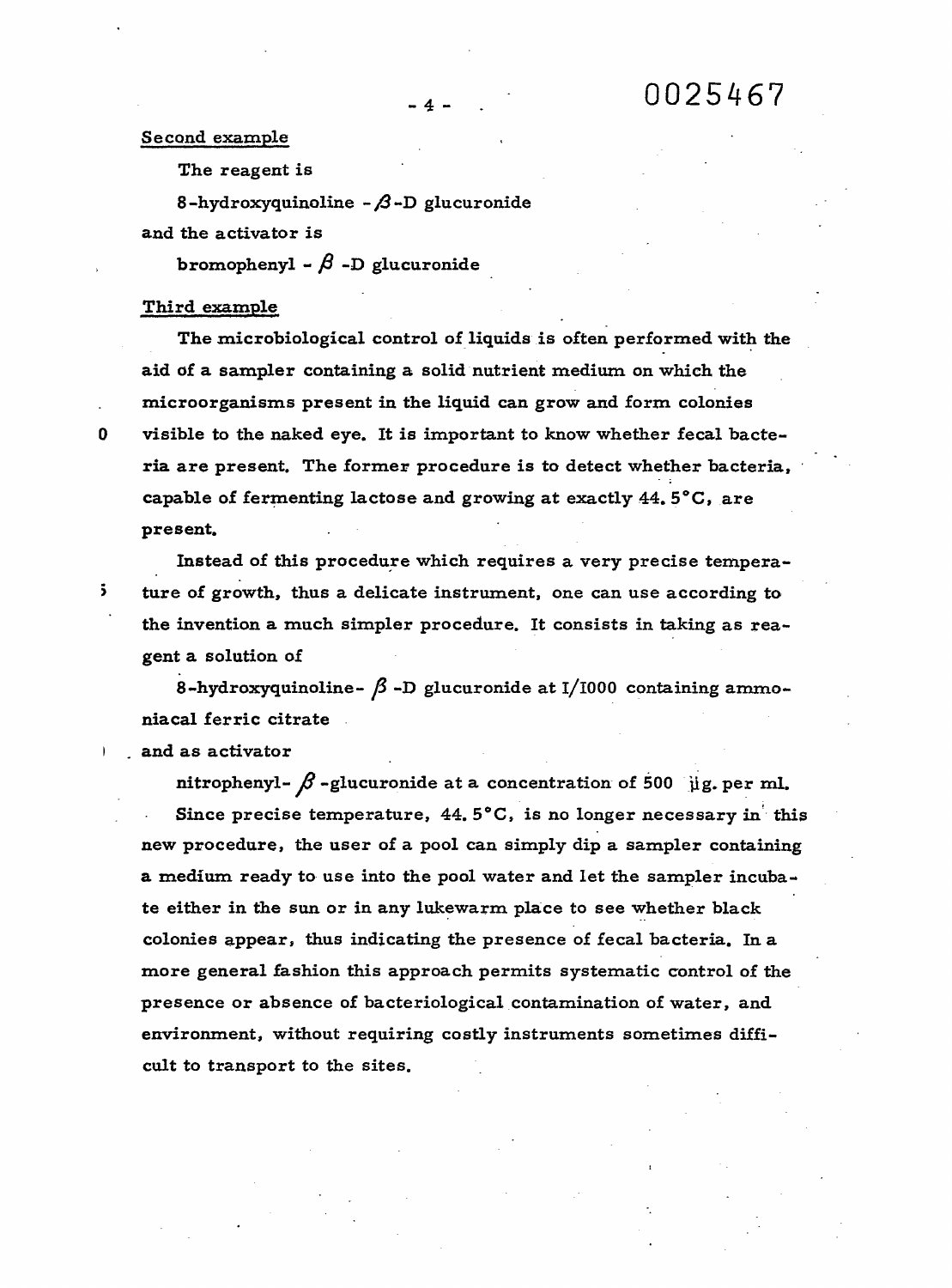Second example

The reagent is

8-hydroxyquinoline - β-D glucuronide

and the activator is

bromophenyl - β -D glucuronide

Third example

The microbiological control of liquids is often performed with the aid of a sampler containing a solid nutrient medium on which the microorganisms present in the liquid can grow and form colonies visible to the naked eye. It is important to know whether fecal bacteria are present. The former procedure is to detect whether bacteria, capable of fermenting lactose and growing at exactly 44.5°C, are present.

Instead of this procedure which requires a very precise temperature of growth, thus a delicate instrument, one can use according to the invention a much simpler procedure. It consists in taking as reagent a solution of

8-hydroxyquinoline- β -D glucuronide at I/I000 containing ammoniacal ferric citrate

and as activator

nitrophenyl- β -glucuronide at a concentration of 500 μg. per ml.

Since precise temperature, 44.5°C, is no longer necessary in this new procedure, the user of a pool can simply dip a sampler containing a medium ready to use into the pool water and let the sampler incubate either in the sun or in any lukewarm place to see whether black colonies appear, thus indicating the presence of fecal bacteria. In a more general fashion this approach permits systematic control of the presence or absence of bacteriological contamination of water, and environment, without requiring costly instruments sometimes difficult to transport to the sites.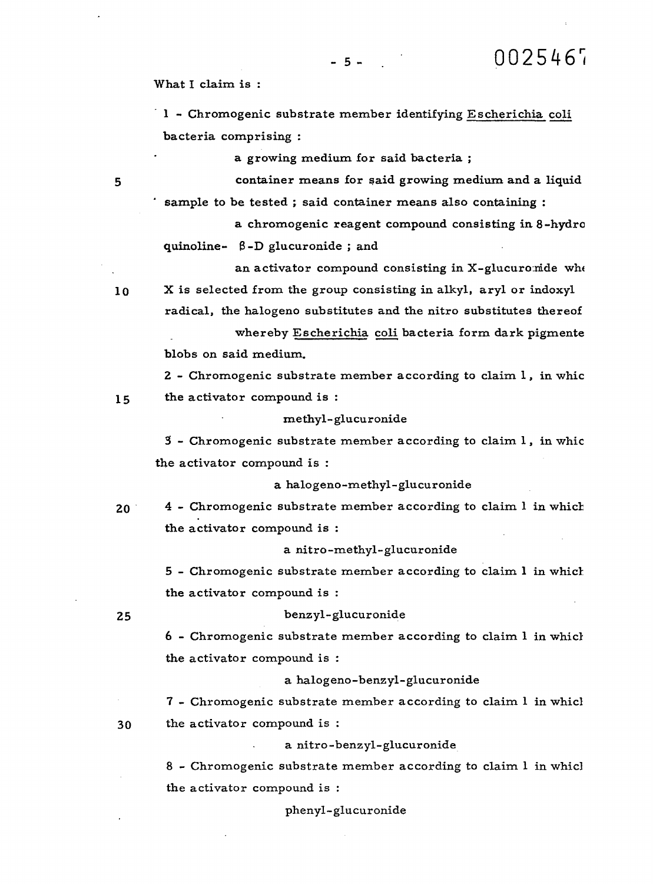What I claim is :

1 - Chromogenic substrate member identifying Escherichia coli bacteria comprising :

a growing medium for said bacteria ;

container means for said growing medium and a liquid sample to be tested ; said container means also containing :

a chromogenic reagent compound consisting in 8-hydro quinoline- β-D glucuronide ; and

an activator compound consisting in X-glucuronide whe X is selected from the group consisting in alkyl, aryl or indoxyl radical, the halogeno substitutes and the nitro substitutes thereof

whereby Escherichia coli bacteria form dark pigmente blobs on said medium.

2 - Chromogenic substrate member according to claim 1, in whic the activator compound is :

methyl-glucuronide

3 - Chromogenic substrate member according to claim 1, in whic the activator compound is :

a halogeno-methyl-glucuronide

4 - Chromogenic substrate member according to claim 1 in which the activator compound is :

a nitro-methyl-glucuronide

5 - Chromogenic substrate member according to claim 1 in which the activator compound is :

benzyl-glucuronide

6 - Chromogenic substrate member according to claim 1 in which the activator compound is :

a halogeno-benzyl-glucuronide

7 - Chromogenic substrate member according to claim 1 in which the activator compound is :

a nitro-benzyl-glucuronide

8 - Chromogenic substrate member according to claim 1 in which the activator compound is :

phenyl-glucuronide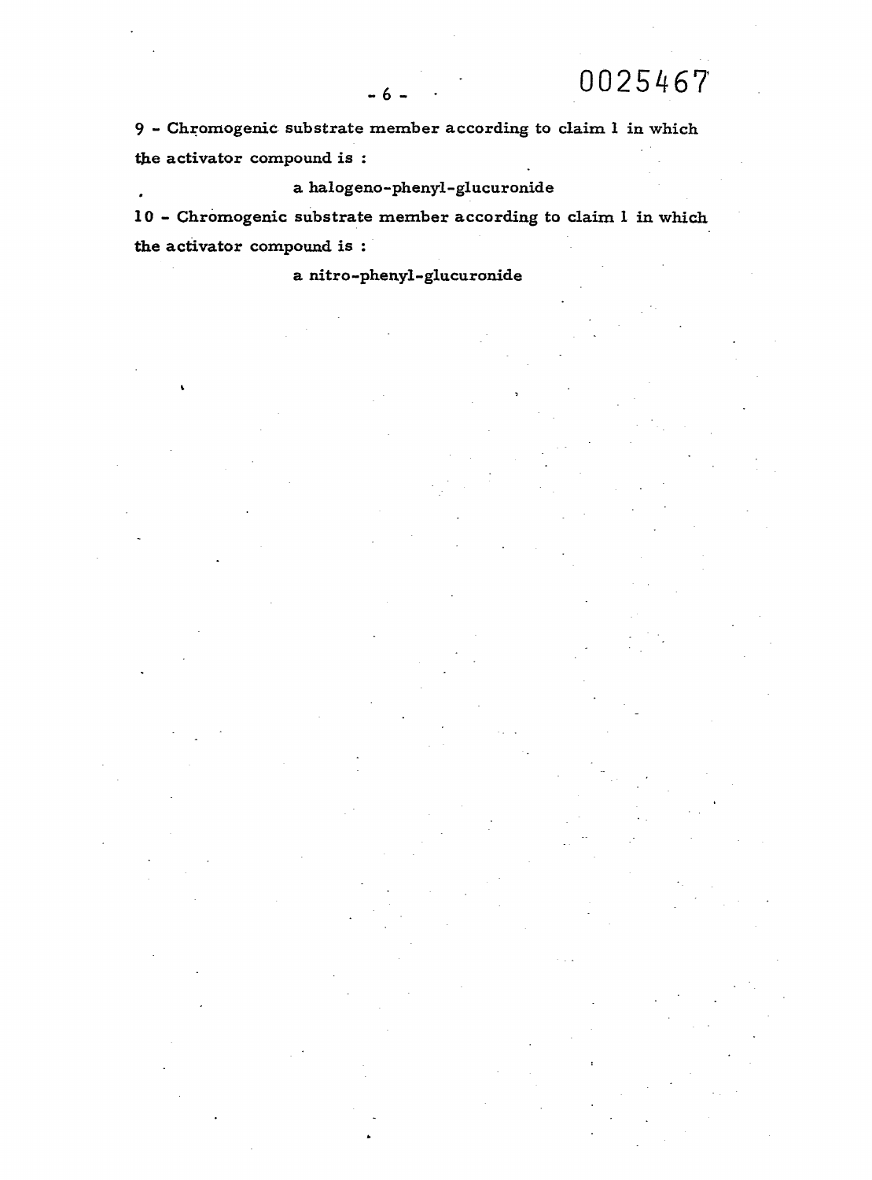9 - Chromogenic substrate member according to claim 1 in which the activator compound is :

a halogeno-phenyl-glucuronide

10 - Chromogenic substrate member according to claim 1 in which the activator compound is :

a nitro-phenyl-glucuronide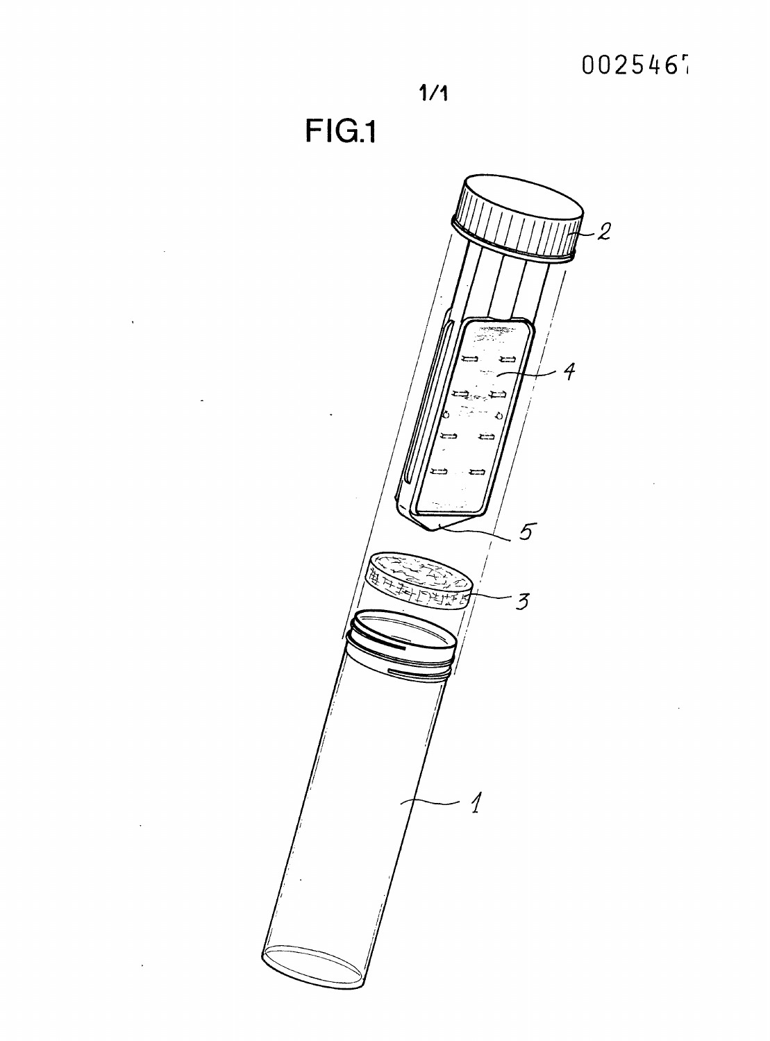FIG.1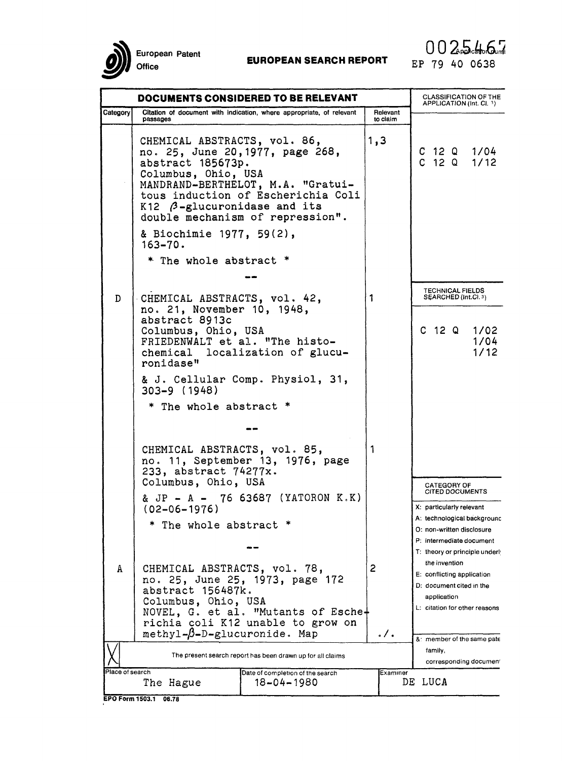European Patent Office

**EUROPEAN SEARCH REPORT**

0025467

Application number

EP 79 40 0638

| DOCUMENTS CONSIDERED TO BE RELEVANT | | | CLASSIFICATION OF THE APPLICATION (Int. Cl. [3]) |
|---|---|---|---|
| Category | Citation of document with indication, where appropriate, of relevant passages | Relevant to claim | |
| | CHEMICAL ABSTRACTS, vol. 86, no. 25, June 20, 1977, page 268, abstract 185673p. Columbus, Ohio, USA MANDRAND-BERTHELOT, M.A. "Gratuitous induction of Escherichia Coli K12 $\beta$-glucuronidase and its double mechanism of repression". & Biochimie 1977, 59(2), 163-70. * The whole abstract * | 1,3 | C 12 Q 1/04 C 12 Q 1/12 |
| D | CHEMICAL ABSTRACTS, vol. 42, no. 21, November 10, 1948, abstract 8913c Columbus, Ohio, USA FRIEDENWALT et al. "The histochemical localization of glucuronidase" & J. Cellular Comp. Physiol, 31, 303-9 (1948) * The whole abstract * | 1 | TECHNICAL FIELDS SEARCHED (Int.Cl. [3]) C 12 Q 1/02 1/04 1/12 |
| | CHEMICAL ABSTRACTS, vol. 85, no. 11, September 13, 1976, page 233, abstract 74277x. Columbus, Ohio, USA & JP - A - 76 63687 (YATORON K.K) (02-06-1976) * The whole abstract * | 1 | CATEGORY OF CITED DOCUMENTS X: particularly relevant A: technological background O: non-written disclosure P: intermediate document T: theory or principle underlying the invention E: conflicting application D: document cited in the application L: citation for other reasons |
| A | CHEMICAL ABSTRACTS, vol. 78, no. 25, June 25, 1973, page 172 abstract 156487k. Columbus, Ohio, USA NOVEL, G. et al. "Mutants of Escherichia coli K12 unable to grow on methyl-$\beta$-D-glucuronide. Map | 2 ./. | &: member of the same patent family, corresponding document |

The present search report has been drawn up for all claims

| Place of search | Date of completion of the search | Examiner |
|---|---|---|
| The Hague | 18-04-1980 | DE LUCA |

EPO Form 1503.1 06.78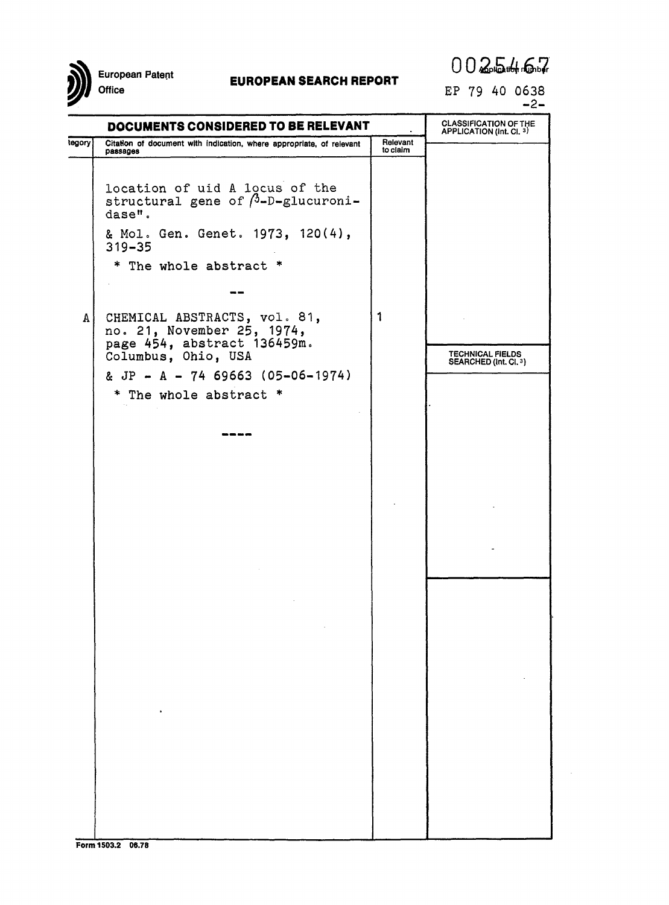European Patent Office

**EUROPEAN SEARCH REPORT**

0025467

Application number

EP 79 40 0638

-2-

| DOCUMENTS CONSIDERED TO BE RELEVANT | | | CLASSIFICATION OF THE APPLICATION (Int. Cl. 3) |
|---|---|---|---|
| Category | Citation of document with indication, where appropriate, of relevant passages | Relevant to claim | |
| | location of uid A locus of the structural gene of β-D-glucuronidase".<br><br>& Mol. Gen. Genet. 1973, 120(4), 319-35<br><br>* The whole abstract *<br><br>-- | | |
| A | CHEMICAL ABSTRACTS, vol. 81, no. 21, November 25, 1974, page 454, abstract 136459m. Columbus, Ohio, USA<br><br>& JP - A - 74 69663 (05-06-1974)<br><br>* The whole abstract *<br><br>---- | 1 | TECHNICAL FIELDS SEARCHED (Int. Cl. 3) |

Form 1503.2 06.78